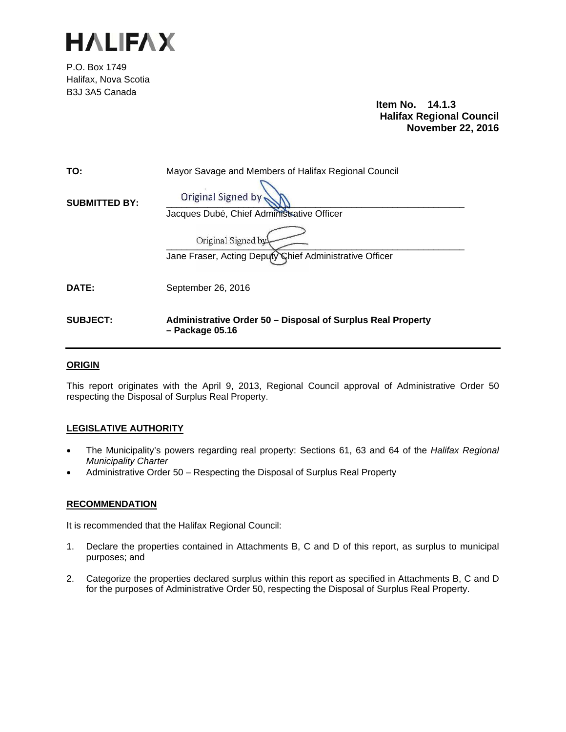# HALIFAX

P.O. Box 1749
Halifax, Nova Scotia
B3J 3A5 Canada

**Item No. 14.1.3**
**Halifax Regional Council**
**November 22, 2016**

**TO:** Mayor Savage and Members of Halifax Regional Council

**SUBMITTED BY:** Original Signed by
Jacques Dubé, Chief Administrative Officer

Original Signed by
Jane Fraser, Acting Deputy Chief Administrative Officer

**DATE:** September 26, 2016

**SUBJECT:** **Administrative Order 50 – Disposal of Surplus Real Property – Package 05.16**

## ORIGIN

This report originates with the April 9, 2013, Regional Council approval of Administrative Order 50 respecting the Disposal of Surplus Real Property.

## LEGISLATIVE AUTHORITY

- The Municipality's powers regarding real property: Sections 61, 63 and 64 of the *Halifax Regional Municipality Charter*
- Administrative Order 50 – Respecting the Disposal of Surplus Real Property

## RECOMMENDATION

It is recommended that the Halifax Regional Council:

1. Declare the properties contained in Attachments B, C and D of this report, as surplus to municipal purposes; and

2. Categorize the properties declared surplus within this report as specified in Attachments B, C and D for the purposes of Administrative Order 50, respecting the Disposal of Surplus Real Property.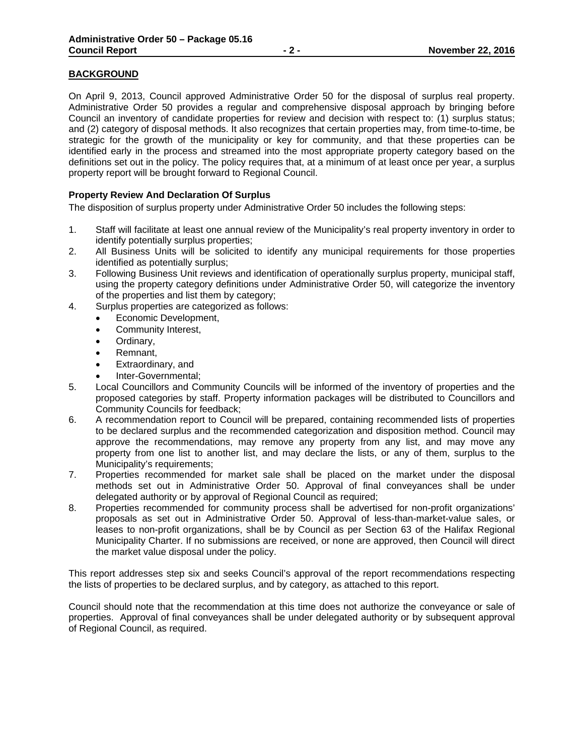## BACKGROUND

On April 9, 2013, Council approved Administrative Order 50 for the disposal of surplus real property. Administrative Order 50 provides a regular and comprehensive disposal approach by bringing before Council an inventory of candidate properties for review and decision with respect to: (1) surplus status; and (2) category of disposal methods. It also recognizes that certain properties may, from time-to-time, be strategic for the growth of the municipality or key for community, and that these properties can be identified early in the process and streamed into the most appropriate property category based on the definitions set out in the policy. The policy requires that, at a minimum of at least once per year, a surplus property report will be brought forward to Regional Council.

### Property Review And Declaration Of Surplus

The disposition of surplus property under Administrative Order 50 includes the following steps:

1. Staff will facilitate at least one annual review of the Municipality's real property inventory in order to identify potentially surplus properties;
2. All Business Units will be solicited to identify any municipal requirements for those properties identified as potentially surplus;
3. Following Business Unit reviews and identification of operationally surplus property, municipal staff, using the property category definitions under Administrative Order 50, will categorize the inventory of the properties and list them by category;
4. Surplus properties are categorized as follows:
   - Economic Development,
   - Community Interest,
   - Ordinary,
   - Remnant,
   - Extraordinary, and
   - Inter-Governmental;
5. Local Councillors and Community Councils will be informed of the inventory of properties and the proposed categories by staff. Property information packages will be distributed to Councillors and Community Councils for feedback;
6. A recommendation report to Council will be prepared, containing recommended lists of properties to be declared surplus and the recommended categorization and disposition method. Council may approve the recommendations, may remove any property from any list, and may move any property from one list to another list, and may declare the lists, or any of them, surplus to the Municipality's requirements;
7. Properties recommended for market sale shall be placed on the market under the disposal methods set out in Administrative Order 50. Approval of final conveyances shall be under delegated authority or by approval of Regional Council as required;
8. Properties recommended for community process shall be advertised for non-profit organizations' proposals as set out in Administrative Order 50. Approval of less-than-market-value sales, or leases to non-profit organizations, shall be by Council as per Section 63 of the Halifax Regional Municipality Charter. If no submissions are received, or none are approved, then Council will direct the market value disposal under the policy.

This report addresses step six and seeks Council's approval of the report recommendations respecting the lists of properties to be declared surplus, and by category, as attached to this report.

Council should note that the recommendation at this time does not authorize the conveyance or sale of properties. Approval of final conveyances shall be under delegated authority or by subsequent approval of Regional Council, as required.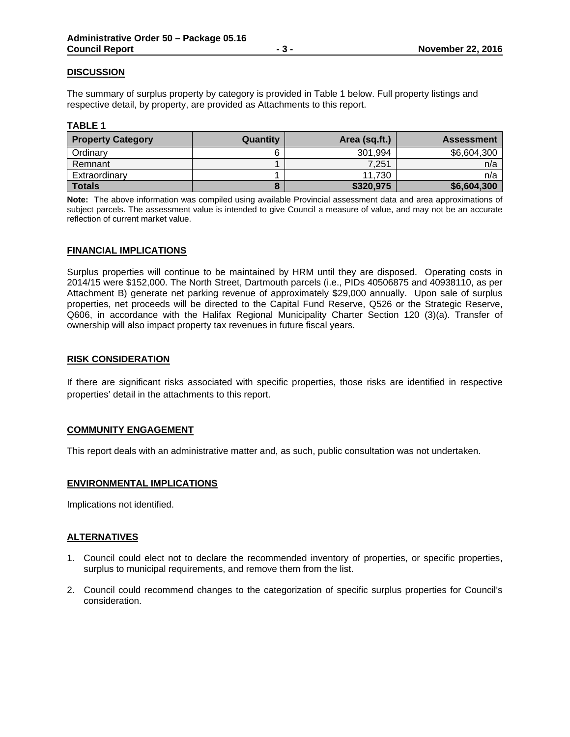## DISCUSSION

The summary of surplus property by category is provided in Table 1 below. Full property listings and respective detail, by property, are provided as Attachments to this report.

**TABLE 1**

| Property Category | Quantity | Area (sq.ft.) | Assessment |
|---|---:|---:|---:|
| Ordinary | 6 | 301,994 | $6,604,300 |
| Remnant | 1 | 7,251 | n/a |
| Extraordinary | 1 | 11,730 | n/a |
| **Totals** | **8** | **$320,975** | **$6,604,300** |

**Note:** The above information was compiled using available Provincial assessment data and area approximations of subject parcels. The assessment value is intended to give Council a measure of value, and may not be an accurate reflection of current market value.

## FINANCIAL IMPLICATIONS

Surplus properties will continue to be maintained by HRM until they are disposed. Operating costs in 2014/15 were $152,000. The North Street, Dartmouth parcels (i.e., PIDs 40506875 and 40938110, as per Attachment B) generate net parking revenue of approximately $29,000 annually. Upon sale of surplus properties, net proceeds will be directed to the Capital Fund Reserve, Q526 or the Strategic Reserve, Q606, in accordance with the Halifax Regional Municipality Charter Section 120 (3)(a). Transfer of ownership will also impact property tax revenues in future fiscal years.

## RISK CONSIDERATION

If there are significant risks associated with specific properties, those risks are identified in respective properties' detail in the attachments to this report.

## COMMUNITY ENGAGEMENT

This report deals with an administrative matter and, as such, public consultation was not undertaken.

## ENVIRONMENTAL IMPLICATIONS

Implications not identified.

## ALTERNATIVES

1. Council could elect not to declare the recommended inventory of properties, or specific properties, surplus to municipal requirements, and remove them from the list.

2. Council could recommend changes to the categorization of specific surplus properties for Council's consideration.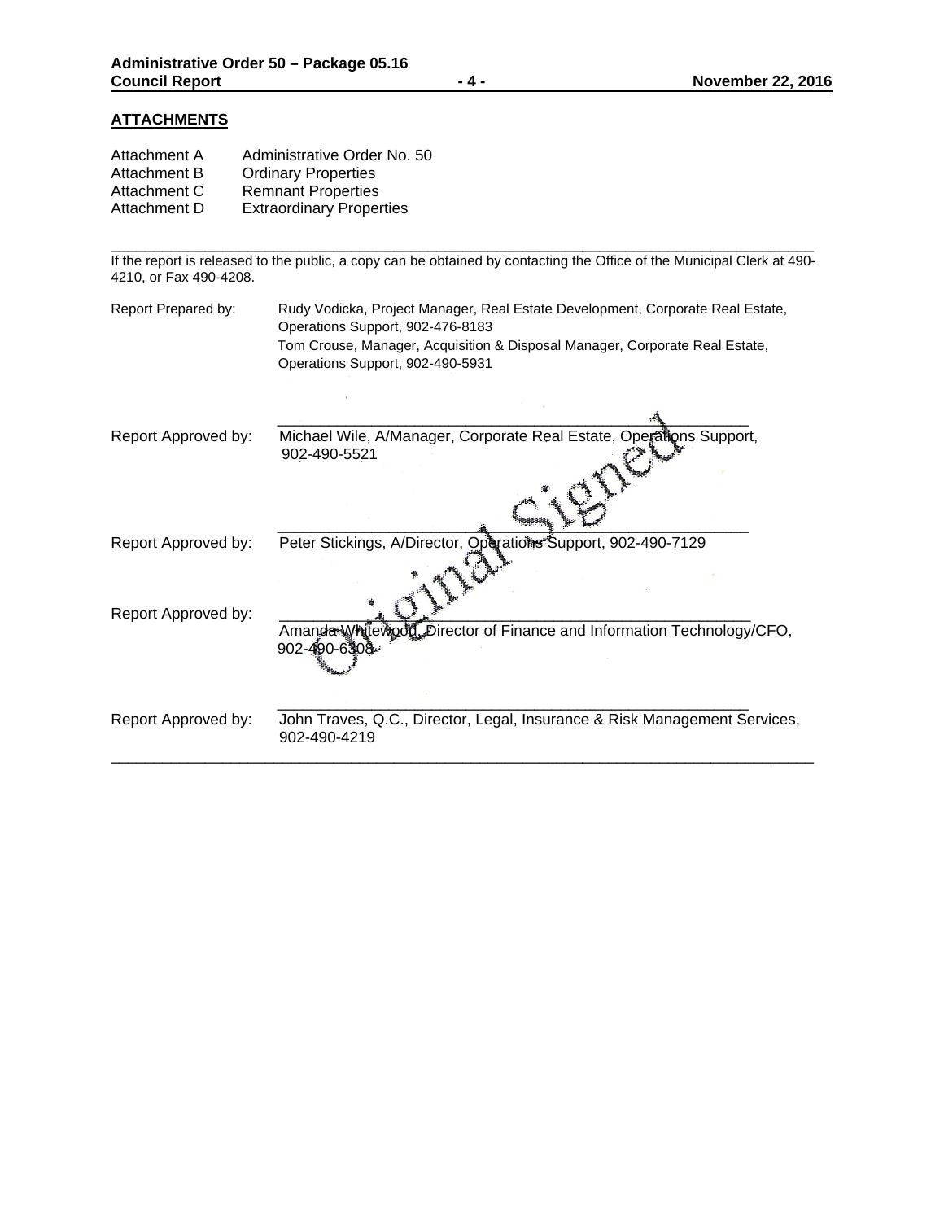## ATTACHMENTS

| | |
|---|---|
| Attachment A | Administrative Order No. 50 |
| Attachment B | Ordinary Properties |
| Attachment C | Remnant Properties |
| Attachment D | Extraordinary Properties |

---

If the report is released to the public, a copy can be obtained by contacting the Office of the Municipal Clerk at 490-4210, or Fax 490-4208.

Report Prepared by: Rudy Vodicka, Project Manager, Real Estate Development, Corporate Real Estate, Operations Support, 902-476-8183
Tom Crouse, Manager, Acquisition & Disposal Manager, Corporate Real Estate, Operations Support, 902-490-5931

Original Signed

Report Approved by: Michael Wile, A/Manager, Corporate Real Estate, Operations Support, 902-490-5521

Report Approved by: Peter Stickings, A/Director, Operations Support, 902-490-7129

Report Approved by: Amanda Whitewood, Director of Finance and Information Technology/CFO, 902-490-6308

Report Approved by: John Traves, Q.C., Director, Legal, Insurance & Risk Management Services, 902-490-4219

---